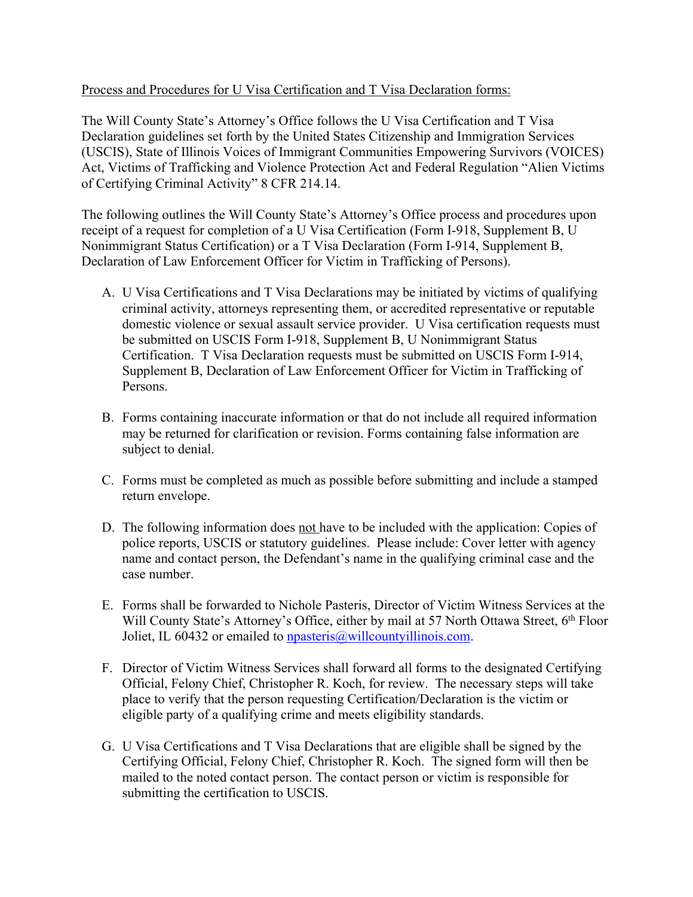Process and Procedures for U Visa Certification and T Visa Declaration forms:

The Will County State's Attorney's Office follows the U Visa Certification and T Visa Declaration guidelines set forth by the United States Citizenship and Immigration Services (USCIS), State of Illinois Voices of Immigrant Communities Empowering Survivors (VOICES) Act, Victims of Trafficking and Violence Protection Act and Federal Regulation "Alien Victims of Certifying Criminal Activity" 8 CFR 214.14.

The following outlines the Will County State's Attorney's Office process and procedures upon receipt of a request for completion of a U Visa Certification (Form I-918, Supplement B, U Nonimmigrant Status Certification) or a T Visa Declaration (Form I-914, Supplement B, Declaration of Law Enforcement Officer for Victim in Trafficking of Persons).

A. U Visa Certifications and T Visa Declarations may be initiated by victims of qualifying criminal activity, attorneys representing them, or accredited representative or reputable domestic violence or sexual assault service provider. U Visa certification requests must be submitted on USCIS Form I-918, Supplement B, U Nonimmigrant Status Certification. T Visa Declaration requests must be submitted on USCIS Form I-914, Supplement B, Declaration of Law Enforcement Officer for Victim in Trafficking of Persons.

B. Forms containing inaccurate information or that do not include all required information may be returned for clarification or revision. Forms containing false information are subject to denial.

C. Forms must be completed as much as possible before submitting and include a stamped return envelope.

D. The following information does not have to be included with the application: Copies of police reports, USCIS or statutory guidelines. Please include: Cover letter with agency name and contact person, the Defendant's name in the qualifying criminal case and the case number.

E. Forms shall be forwarded to Nichole Pasteris, Director of Victim Witness Services at the Will County State's Attorney's Office, either by mail at 57 North Ottawa Street, 6th Floor Joliet, IL 60432 or emailed to npasteris@willcountyillinois.com.

F. Director of Victim Witness Services shall forward all forms to the designated Certifying Official, Felony Chief, Christopher R. Koch, for review. The necessary steps will take place to verify that the person requesting Certification/Declaration is the victim or eligible party of a qualifying crime and meets eligibility standards.

G. U Visa Certifications and T Visa Declarations that are eligible shall be signed by the Certifying Official, Felony Chief, Christopher R. Koch. The signed form will then be mailed to the noted contact person. The contact person or victim is responsible for submitting the certification to USCIS.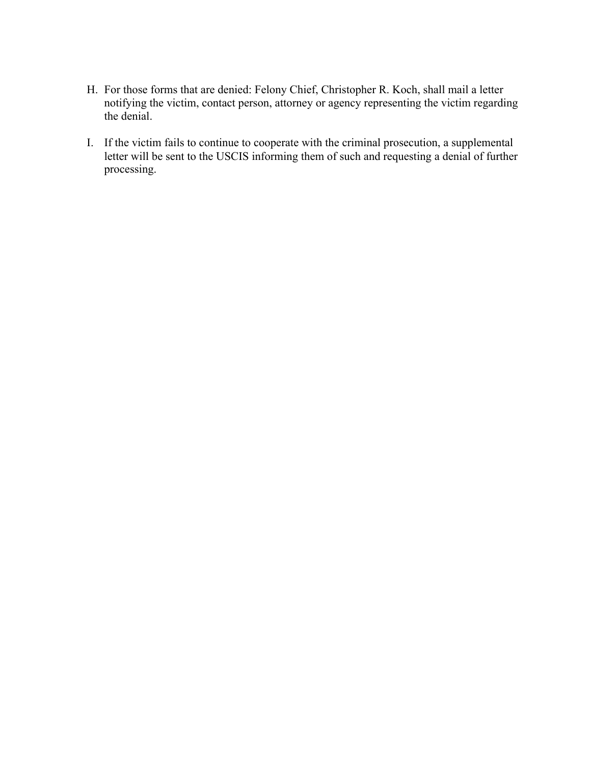H. For those forms that are denied: Felony Chief, Christopher R. Koch, shall mail a letter notifying the victim, contact person, attorney or agency representing the victim regarding the denial.

I. If the victim fails to continue to cooperate with the criminal prosecution, a supplemental letter will be sent to the USCIS informing them of such and requesting a denial of further processing.